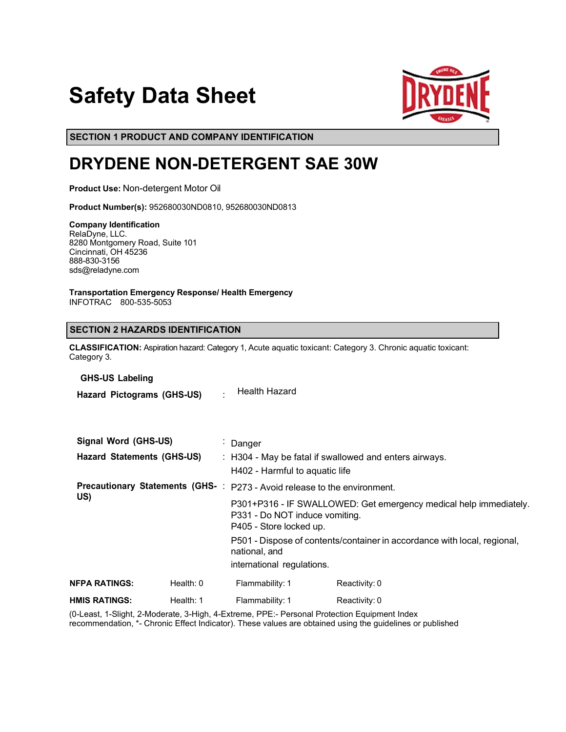# Safety Data Sheet

## SECTION 1 PRODUCT AND COMPANY IDENTIFICATION

# DRYDENE NON-DETERGENT SAE 30W

**Product Use:** Non-detergent Motor Oil

**Product Number(s):** 952680030ND0810, 952680030ND0813

**Company Identification**
RelaDyne, LLC.
8280 Montgomery Road, Suite 101
Cincinnati, OH 45236
888-830-3156
sds@reladyne.com

**Transportation Emergency Response/ Health Emergency**
INFOTRAC 800-535-5053

## SECTION 2 HAZARDS IDENTIFICATION

**CLASSIFICATION:** Aspiration hazard: Category 1, Acute aquatic toxicant: Category 3. Chronic aquatic toxicant: Category 3.

**GHS-US Labeling**

**Hazard Pictograms (GHS-US)** : Health Hazard

**Signal Word (GHS-US)** : Danger

**Hazard Statements (GHS-US)** : H304 - May be fatal if swallowed and enters airways.
H402 - Harmful to aquatic life

**Precautionary Statements (GHS-US)** : P273 - Avoid release to the environment.

P301+P316 - IF SWALLOWED: Get emergency medical help immediately.
P331 - Do NOT induce vomiting.
P405 - Store locked up.

P501 - Dispose of contents/container in accordance with local, regional, national, and
international regulations.

| | | | |
|---|---|---|---|
| **NFPA RATINGS:** | Health: 0 | Flammability: 1 | Reactivity: 0 |
| **HMIS RATINGS:** | Health: 1 | Flammability: 1 | Reactivity: 0 |

(0-Least, 1-Slight, 2-Moderate, 3-High, 4-Extreme, PPE:- Personal Protection Equipment Index recommendation, *- Chronic Effect Indicator). These values are obtained using the guidelines or published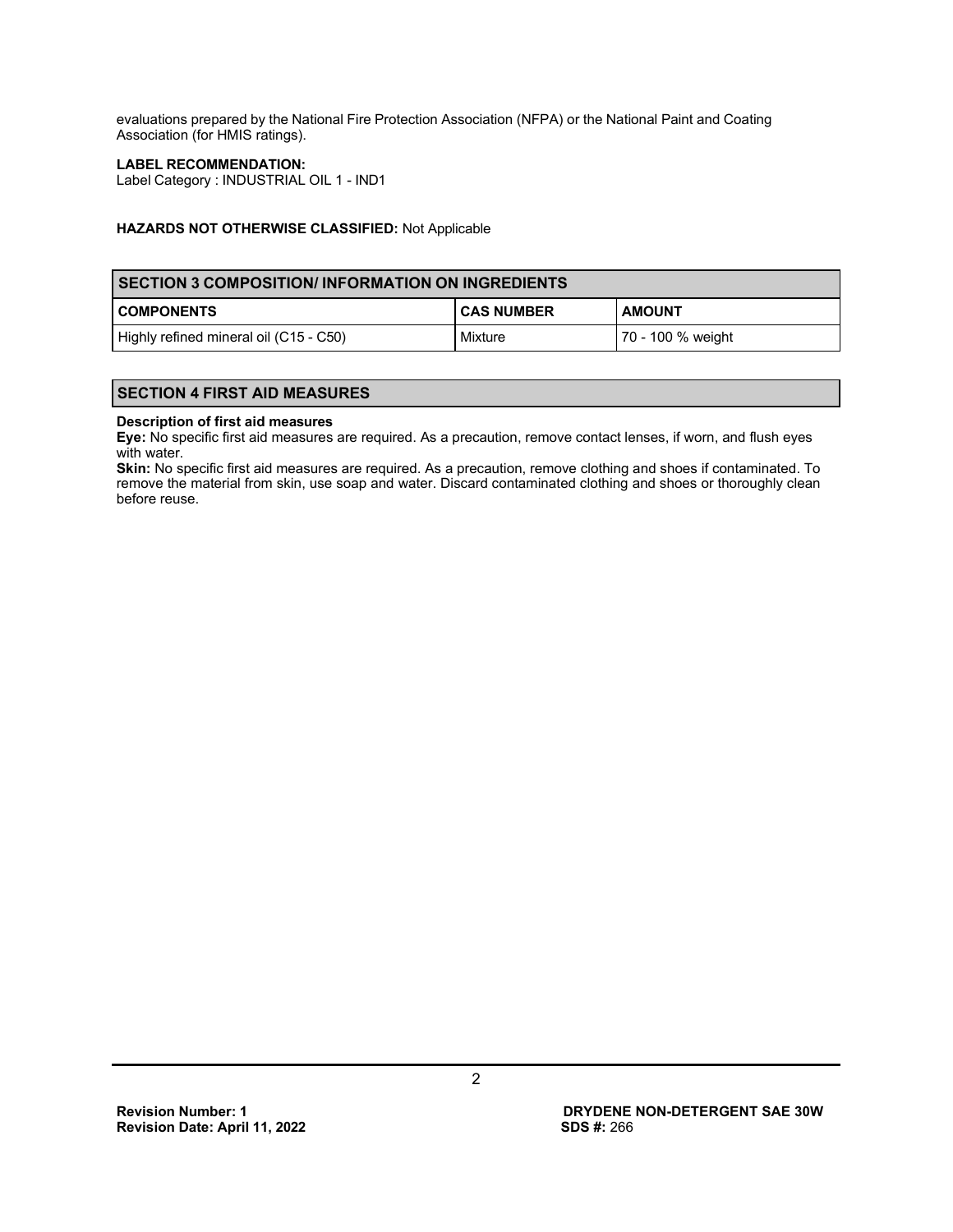evaluations prepared by the National Fire Protection Association (NFPA) or the National Paint and Coating Association (for HMIS ratings).

**LABEL RECOMMENDATION:**
Label Category : INDUSTRIAL OIL 1 - IND1

**HAZARDS NOT OTHERWISE CLASSIFIED:** Not Applicable

## SECTION 3 COMPOSITION/ INFORMATION ON INGREDIENTS

| COMPONENTS | CAS NUMBER | AMOUNT |
|---|---|---|
| Highly refined mineral oil (C15 - C50) | Mixture | 70 - 100 % weight |

## SECTION 4 FIRST AID MEASURES

**Description of first aid measures**

**Eye:** No specific first aid measures are required. As a precaution, remove contact lenses, if worn, and flush eyes with water.

**Skin:** No specific first aid measures are required. As a precaution, remove clothing and shoes if contaminated. To remove the material from skin, use soap and water. Discard contaminated clothing and shoes or thoroughly clean before reuse.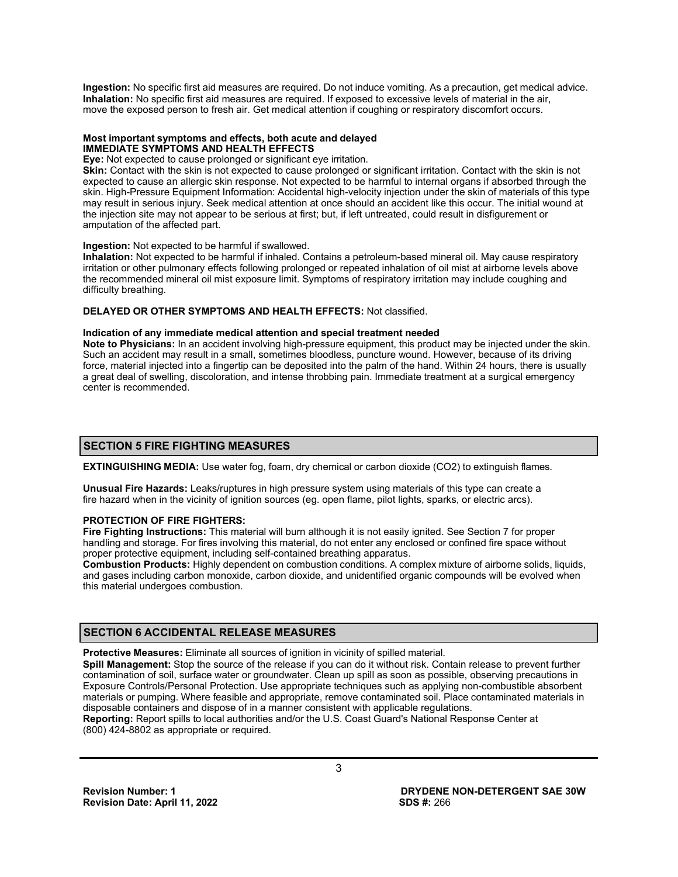**Ingestion:** No specific first aid measures are required. Do not induce vomiting. As a precaution, get medical advice.
**Inhalation:** No specific first aid measures are required. If exposed to excessive levels of material in the air, move the exposed person to fresh air. Get medical attention if coughing or respiratory discomfort occurs.

**Most important symptoms and effects, both acute and delayed**
**IMMEDIATE SYMPTOMS AND HEALTH EFFECTS**
**Eye:** Not expected to cause prolonged or significant eye irritation.
**Skin:** Contact with the skin is not expected to cause prolonged or significant irritation. Contact with the skin is not expected to cause an allergic skin response. Not expected to be harmful to internal organs if absorbed through the skin. High-Pressure Equipment Information: Accidental high-velocity injection under the skin of materials of this type may result in serious injury. Seek medical attention at once should an accident like this occur. The initial wound at the injection site may not appear to be serious at first; but, if left untreated, could result in disfigurement or amputation of the affected part.

**Ingestion:** Not expected to be harmful if swallowed.
**Inhalation:** Not expected to be harmful if inhaled. Contains a petroleum-based mineral oil. May cause respiratory irritation or other pulmonary effects following prolonged or repeated inhalation of oil mist at airborne levels above the recommended mineral oil mist exposure limit. Symptoms of respiratory irritation may include coughing and difficulty breathing.

**DELAYED OR OTHER SYMPTOMS AND HEALTH EFFECTS:** Not classified.

**Indication of any immediate medical attention and special treatment needed**
**Note to Physicians:** In an accident involving high-pressure equipment, this product may be injected under the skin. Such an accident may result in a small, sometimes bloodless, puncture wound. However, because of its driving force, material injected into a fingertip can be deposited into the palm of the hand. Within 24 hours, there is usually a great deal of swelling, discoloration, and intense throbbing pain. Immediate treatment at a surgical emergency center is recommended.

## SECTION 5 FIRE FIGHTING MEASURES

**EXTINGUISHING MEDIA:** Use water fog, foam, dry chemical or carbon dioxide ($CO_2$) to extinguish flames.

**Unusual Fire Hazards:** Leaks/ruptures in high pressure system using materials of this type can create a fire hazard when in the vicinity of ignition sources (eg. open flame, pilot lights, sparks, or electric arcs).

**PROTECTION OF FIRE FIGHTERS:**
**Fire Fighting Instructions:** This material will burn although it is not easily ignited. See Section 7 for proper handling and storage. For fires involving this material, do not enter any enclosed or confined fire space without proper protective equipment, including self-contained breathing apparatus.
**Combustion Products:** Highly dependent on combustion conditions. A complex mixture of airborne solids, liquids, and gases including carbon monoxide, carbon dioxide, and unidentified organic compounds will be evolved when this material undergoes combustion.

## SECTION 6 ACCIDENTAL RELEASE MEASURES

**Protective Measures:** Eliminate all sources of ignition in vicinity of spilled material.
**Spill Management:** Stop the source of the release if you can do it without risk. Contain release to prevent further contamination of soil, surface water or groundwater. Clean up spill as soon as possible, observing precautions in Exposure Controls/Personal Protection. Use appropriate techniques such as applying non-combustible absorbent materials or pumping. Where feasible and appropriate, remove contaminated soil. Place contaminated materials in disposable containers and dispose of in a manner consistent with applicable regulations.
**Reporting:** Report spills to local authorities and/or the U.S. Coast Guard's National Response Center at (800) 424-8802 as appropriate or required.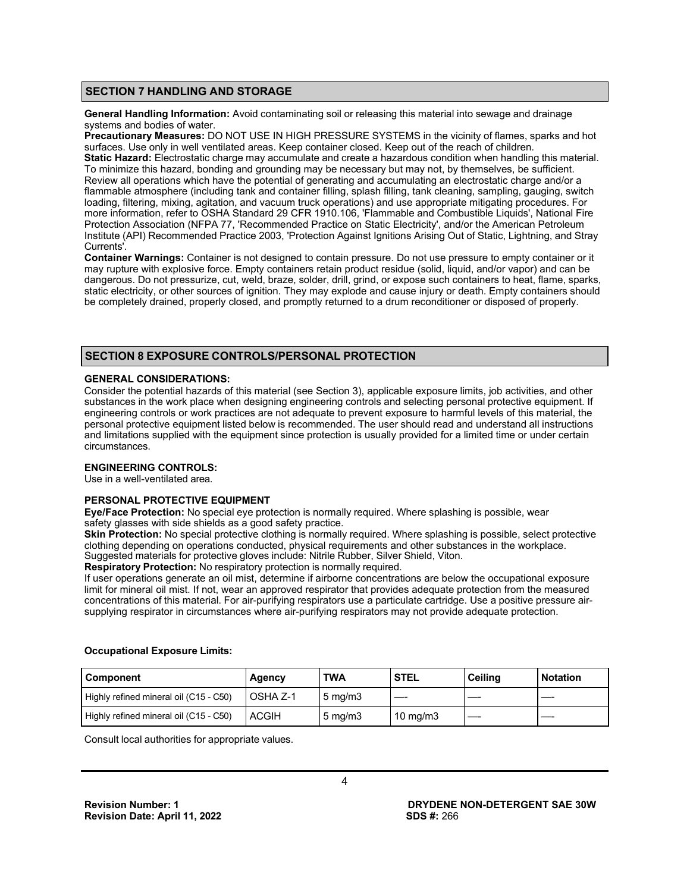## SECTION 7 HANDLING AND STORAGE

**General Handling Information:** Avoid contaminating soil or releasing this material into sewage and drainage systems and bodies of water.

**Precautionary Measures:** DO NOT USE IN HIGH PRESSURE SYSTEMS in the vicinity of flames, sparks and hot surfaces. Use only in well ventilated areas. Keep container closed. Keep out of the reach of children.

**Static Hazard:** Electrostatic charge may accumulate and create a hazardous condition when handling this material. To minimize this hazard, bonding and grounding may be necessary but may not, by themselves, be sufficient. Review all operations which have the potential of generating and accumulating an electrostatic charge and/or a flammable atmosphere (including tank and container filling, splash filling, tank cleaning, sampling, gauging, switch loading, filtering, mixing, agitation, and vacuum truck operations) and use appropriate mitigating procedures. For more information, refer to OSHA Standard 29 CFR 1910.106, 'Flammable and Combustible Liquids', National Fire Protection Association (NFPA 77, 'Recommended Practice on Static Electricity', and/or the American Petroleum Institute (API) Recommended Practice 2003, 'Protection Against Ignitions Arising Out of Static, Lightning, and Stray Currents'.

**Container Warnings:** Container is not designed to contain pressure. Do not use pressure to empty container or it may rupture with explosive force. Empty containers retain product residue (solid, liquid, and/or vapor) and can be dangerous. Do not pressurize, cut, weld, braze, solder, drill, grind, or expose such containers to heat, flame, sparks, static electricity, or other sources of ignition. They may explode and cause injury or death. Empty containers should be completely drained, properly closed, and promptly returned to a drum reconditioner or disposed of properly.

## SECTION 8 EXPOSURE CONTROLS/PERSONAL PROTECTION

### GENERAL CONSIDERATIONS:

Consider the potential hazards of this material (see Section 3), applicable exposure limits, job activities, and other substances in the work place when designing engineering controls and selecting personal protective equipment. If engineering controls or work practices are not adequate to prevent exposure to harmful levels of this material, the personal protective equipment listed below is recommended. The user should read and understand all instructions and limitations supplied with the equipment since protection is usually provided for a limited time or under certain circumstances.

### ENGINEERING CONTROLS:

Use in a well-ventilated area.

### PERSONAL PROTECTIVE EQUIPMENT

**Eye/Face Protection:** No special eye protection is normally required. Where splashing is possible, wear safety glasses with side shields as a good safety practice.

**Skin Protection:** No special protective clothing is normally required. Where splashing is possible, select protective clothing depending on operations conducted, physical requirements and other substances in the workplace. Suggested materials for protective gloves include: Nitrile Rubber, Silver Shield, Viton.

**Respiratory Protection:** No respiratory protection is normally required.

If user operations generate an oil mist, determine if airborne concentrations are below the occupational exposure limit for mineral oil mist. If not, wear an approved respirator that provides adequate protection from the measured concentrations of this material. For air-purifying respirators use a particulate cartridge. Use a positive pressure air-supplying respirator in circumstances where air-purifying respirators may not provide adequate protection.

**Occupational Exposure Limits:**

| Component | Agency | TWA | STEL | Ceiling | Notation |
|---|---|---|---|---|---|
| Highly refined mineral oil (C15 - C50) | OSHA Z-1 | 5 mg/m3 | ---- | ---- | ---- |
| Highly refined mineral oil (C15 - C50) | ACGIH | 5 mg/m3 | 10 mg/m3 | ---- | ---- |

Consult local authorities for appropriate values.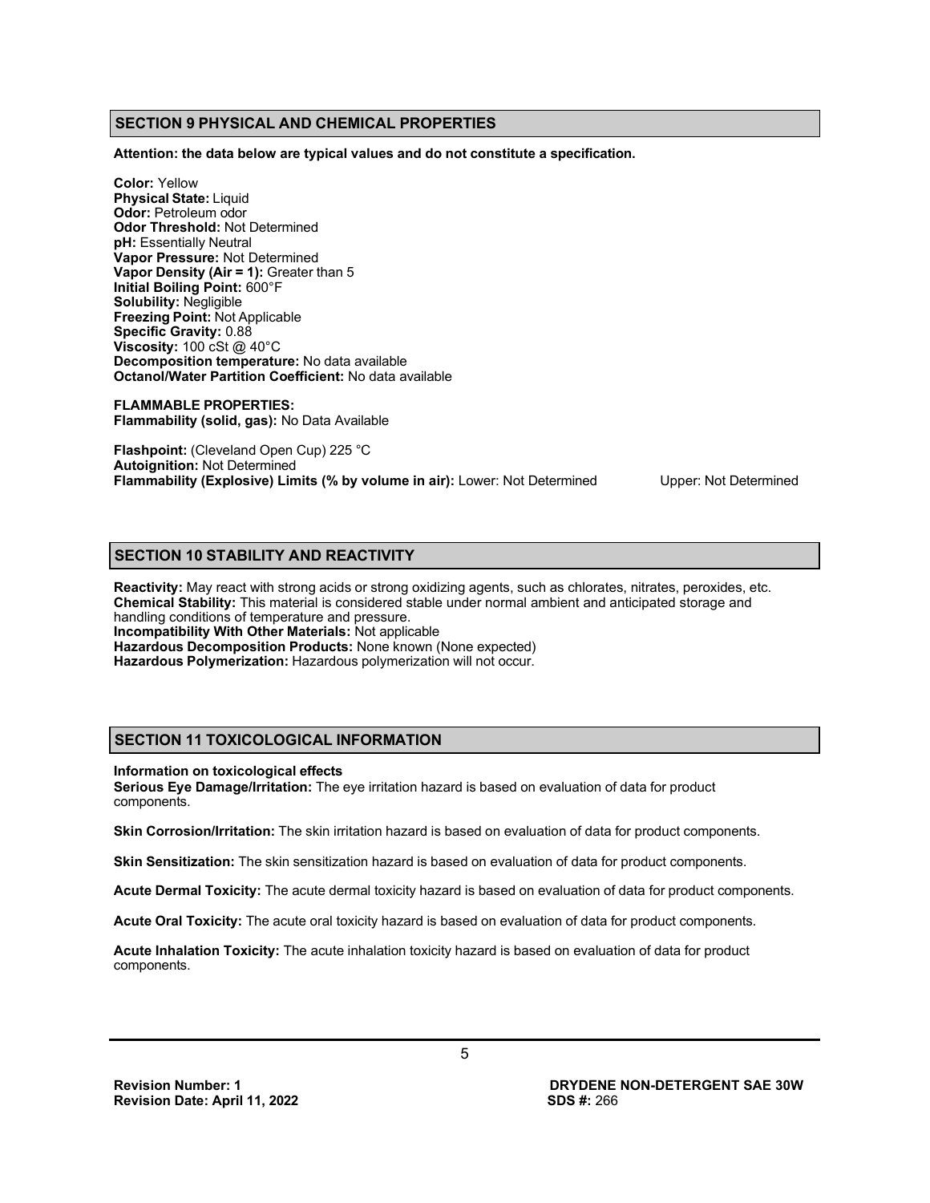## SECTION 9 PHYSICAL AND CHEMICAL PROPERTIES

**Attention: the data below are typical values and do not constitute a specification.**

**Color:** Yellow
**Physical State:** Liquid
**Odor:** Petroleum odor
**Odor Threshold:** Not Determined
**pH:** Essentially Neutral
**Vapor Pressure:** Not Determined
**Vapor Density (Air = 1):** Greater than 5
**Initial Boiling Point:** 600°F
**Solubility:** Negligible
**Freezing Point:** Not Applicable
**Specific Gravity:** 0.88
**Viscosity:** 100 cSt @ 40°C
**Decomposition temperature:** No data available
**Octanol/Water Partition Coefficient:** No data available

**FLAMMABLE PROPERTIES:**
**Flammability (solid, gas):** No Data Available

**Flashpoint:** (Cleveland Open Cup) 225 °C
**Autoignition:** Not Determined
**Flammability (Explosive) Limits (% by volume in air):** Lower: Not Determined Upper: Not Determined

## SECTION 10 STABILITY AND REACTIVITY

**Reactivity:** May react with strong acids or strong oxidizing agents, such as chlorates, nitrates, peroxides, etc.
**Chemical Stability:** This material is considered stable under normal ambient and anticipated storage and handling conditions of temperature and pressure.
**Incompatibility With Other Materials:** Not applicable
**Hazardous Decomposition Products:** None known (None expected)
**Hazardous Polymerization:** Hazardous polymerization will not occur.

## SECTION 11 TOXICOLOGICAL INFORMATION

**Information on toxicological effects**
**Serious Eye Damage/Irritation:** The eye irritation hazard is based on evaluation of data for product components.

**Skin Corrosion/Irritation:** The skin irritation hazard is based on evaluation of data for product components.

**Skin Sensitization:** The skin sensitization hazard is based on evaluation of data for product components.

**Acute Dermal Toxicity:** The acute dermal toxicity hazard is based on evaluation of data for product components.

**Acute Oral Toxicity:** The acute oral toxicity hazard is based on evaluation of data for product components.

**Acute Inhalation Toxicity:** The acute inhalation toxicity hazard is based on evaluation of data for product components.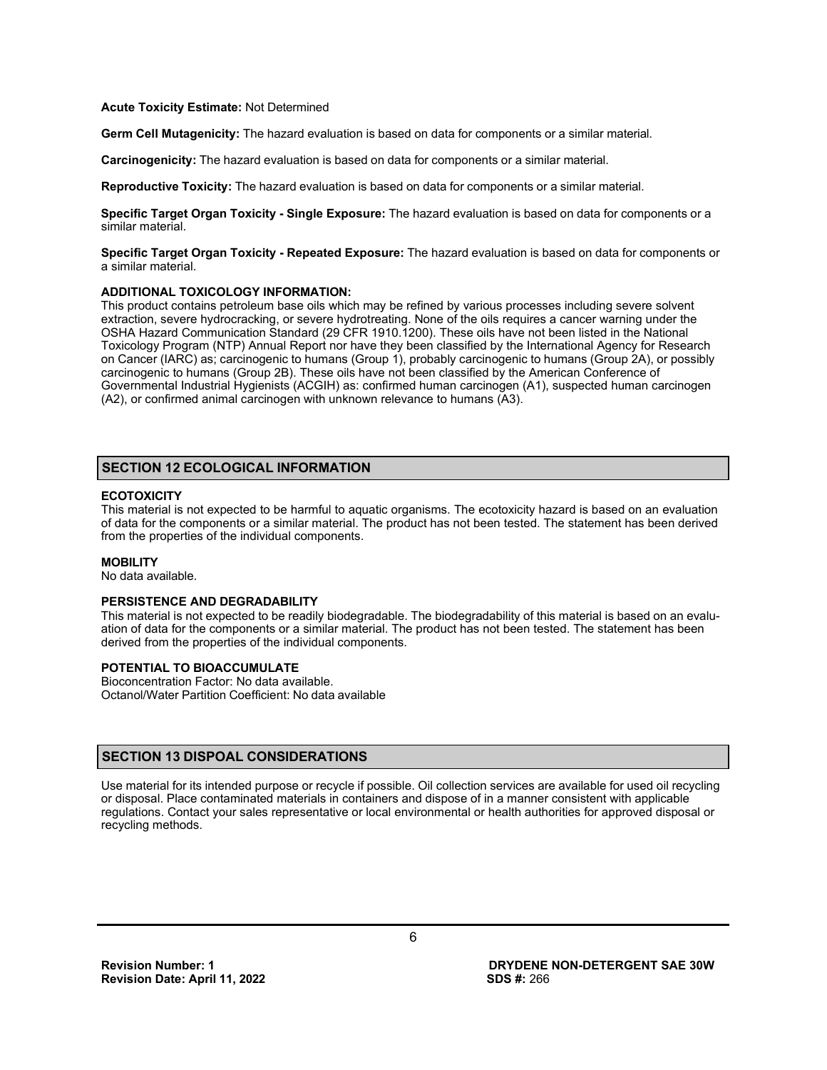**Acute Toxicity Estimate:** Not Determined

**Germ Cell Mutagenicity:** The hazard evaluation is based on data for components or a similar material.

**Carcinogenicity:** The hazard evaluation is based on data for components or a similar material.

**Reproductive Toxicity:** The hazard evaluation is based on data for components or a similar material.

**Specific Target Organ Toxicity - Single Exposure:** The hazard evaluation is based on data for components or a similar material.

**Specific Target Organ Toxicity - Repeated Exposure:** The hazard evaluation is based on data for components or a similar material.

**ADDITIONAL TOXICOLOGY INFORMATION:**

This product contains petroleum base oils which may be refined by various processes including severe solvent extraction, severe hydrocracking, or severe hydrotreating. None of the oils requires a cancer warning under the OSHA Hazard Communication Standard (29 CFR 1910.1200). These oils have not been listed in the National Toxicology Program (NTP) Annual Report nor have they been classified by the International Agency for Research on Cancer (IARC) as; carcinogenic to humans (Group 1), probably carcinogenic to humans (Group 2A), or possibly carcinogenic to humans (Group 2B). These oils have not been classified by the American Conference of Governmental Industrial Hygienists (ACGIH) as: confirmed human carcinogen (A1), suspected human carcinogen (A2), or confirmed animal carcinogen with unknown relevance to humans (A3).

## SECTION 12 ECOLOGICAL INFORMATION

**ECOTOXICITY**

This material is not expected to be harmful to aquatic organisms. The ecotoxicity hazard is based on an evaluation of data for the components or a similar material. The product has not been tested. The statement has been derived from the properties of the individual components.

**MOBILITY**

No data available.

**PERSISTENCE AND DEGRADABILITY**

This material is not expected to be readily biodegradable. The biodegradability of this material is based on an evaluation of data for the components or a similar material. The product has not been tested. The statement has been derived from the properties of the individual components.

**POTENTIAL TO BIOACCUMULATE**

Bioconcentration Factor: No data available.
Octanol/Water Partition Coefficient: No data available

## SECTION 13 DISPOAL CONSIDERATIONS

Use material for its intended purpose or recycle if possible. Oil collection services are available for used oil recycling or disposal. Place contaminated materials in containers and dispose of in a manner consistent with applicable regulations. Contact your sales representative or local environmental or health authorities for approved disposal or recycling methods.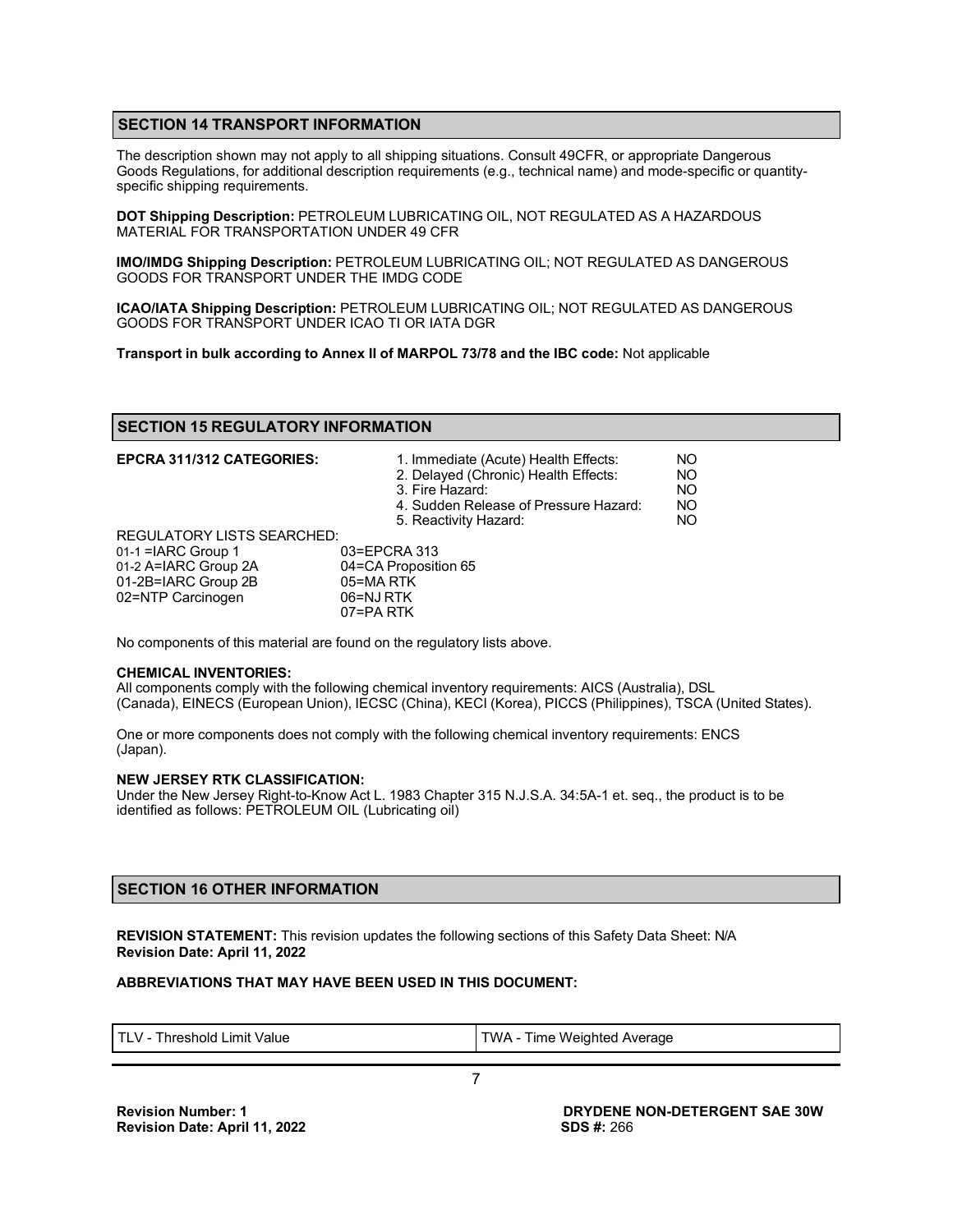## SECTION 14 TRANSPORT INFORMATION

The description shown may not apply to all shipping situations. Consult 49CFR, or appropriate Dangerous Goods Regulations, for additional description requirements (e.g., technical name) and mode-specific or quantity-specific shipping requirements.

**DOT Shipping Description:** PETROLEUM LUBRICATING OIL, NOT REGULATED AS A HAZARDOUS MATERIAL FOR TRANSPORTATION UNDER 49 CFR

**IMO/IMDG Shipping Description:** PETROLEUM LUBRICATING OIL; NOT REGULATED AS DANGEROUS GOODS FOR TRANSPORT UNDER THE IMDG CODE

**ICAO/IATA Shipping Description:** PETROLEUM LUBRICATING OIL; NOT REGULATED AS DANGEROUS GOODS FOR TRANSPORT UNDER ICAO TI OR IATA DGR

**Transport in bulk according to Annex II of MARPOL 73/78 and the IBC code:** Not applicable

## SECTION 15 REGULATORY INFORMATION

**EPCRA 311/312 CATEGORIES:**

| | |
|---|---|
| 1. Immediate (Acute) Health Effects: | NO |
| 2. Delayed (Chronic) Health Effects: | NO |
| 3. Fire Hazard: | NO |
| 4. Sudden Release of Pressure Hazard: | NO |
| 5. Reactivity Hazard: | NO |

REGULATORY LISTS SEARCHED:

| | |
|---|---|
| 01-1 =IARC Group 1 | 03=EPCRA 313 |
| 01-2 A=IARC Group 2A | 04=CA Proposition 65 |
| 01-2B=IARC Group 2B | 05=MA RTK |
| 02=NTP Carcinogen | 06=NJ RTK |
| | 07=PA RTK |

No components of this material are found on the regulatory lists above.

**CHEMICAL INVENTORIES:**
All components comply with the following chemical inventory requirements: AICS (Australia), DSL (Canada), EINECS (European Union), IECSC (China), KECI (Korea), PICCS (Philippines), TSCA (United States).

One or more components does not comply with the following chemical inventory requirements: ENCS (Japan).

**NEW JERSEY RTK CLASSIFICATION:**
Under the New Jersey Right-to-Know Act L. 1983 Chapter 315 N.J.S.A. 34:5A-1 et. seq., the product is to be identified as follows: PETROLEUM OIL (Lubricating oil)

## SECTION 16 OTHER INFORMATION

**REVISION STATEMENT:** This revision updates the following sections of this Safety Data Sheet: N/A
**Revision Date: April 11, 2022**

**ABBREVIATIONS THAT MAY HAVE BEEN USED IN THIS DOCUMENT:**

| | |
|---|---|
| TLV - Threshold Limit Value | TWA - Time Weighted Average |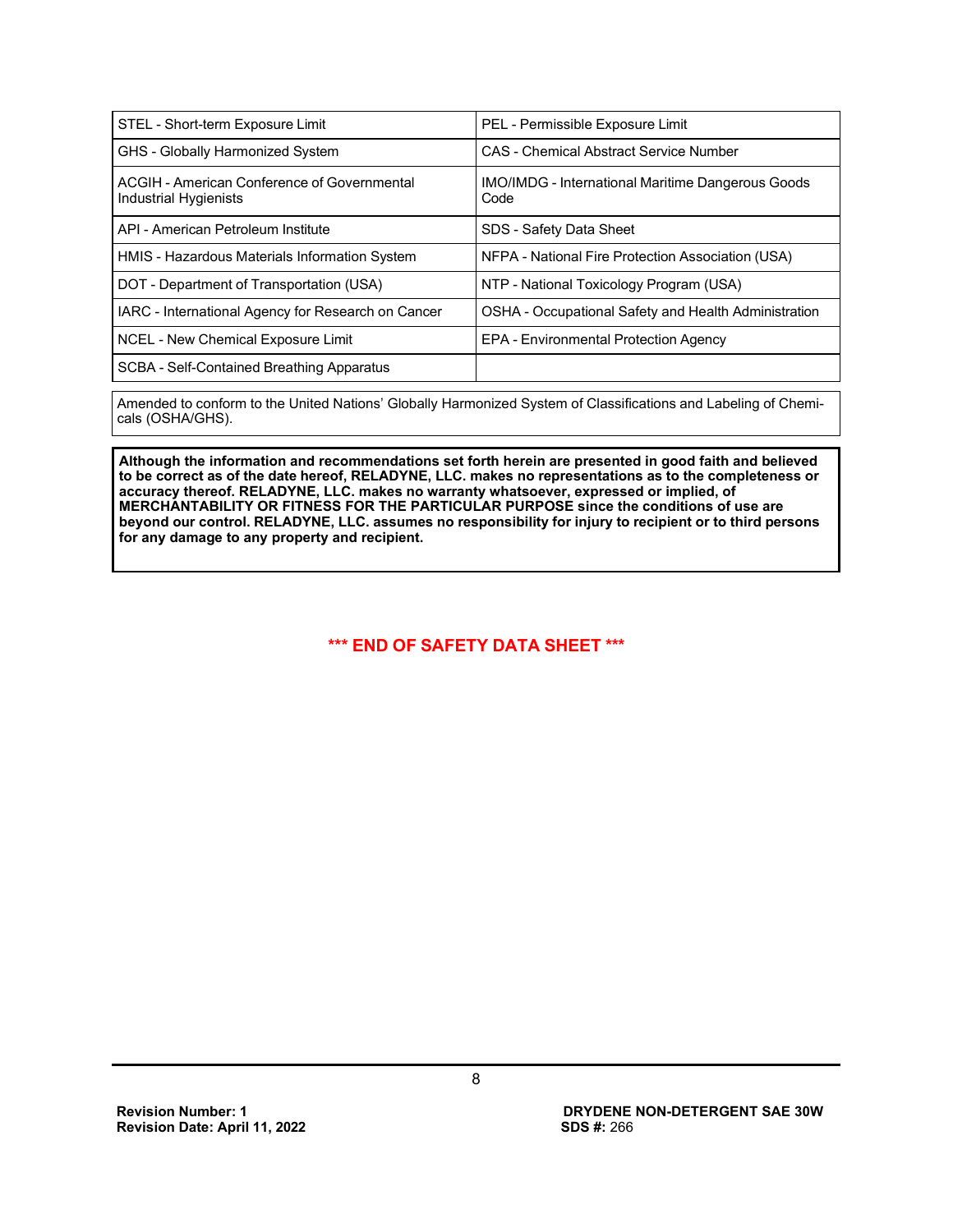| | |
|---|---|
| STEL - Short-term Exposure Limit | PEL - Permissible Exposure Limit |
| GHS - Globally Harmonized System | CAS - Chemical Abstract Service Number |
| ACGIH - American Conference of Governmental Industrial Hygienists | IMO/IMDG - International Maritime Dangerous Goods Code |
| API - American Petroleum Institute | SDS - Safety Data Sheet |
| HMIS - Hazardous Materials Information System | NFPA - National Fire Protection Association (USA) |
| DOT - Department of Transportation (USA) | NTP - National Toxicology Program (USA) |
| IARC - International Agency for Research on Cancer | OSHA - Occupational Safety and Health Administration |
| NCEL - New Chemical Exposure Limit | EPA - Environmental Protection Agency |
| SCBA - Self-Contained Breathing Apparatus | |

Amended to conform to the United Nations' Globally Harmonized System of Classifications and Labeling of Chemicals (OSHA/GHS).

**Although the information and recommendations set forth herein are presented in good faith and believed to be correct as of the date hereof, RELADYNE, LLC. makes no representations as to the completeness or accuracy thereof. RELADYNE, LLC. makes no warranty whatsoever, expressed or implied, of MERCHANTABILITY OR FITNESS FOR THE PARTICULAR PURPOSE since the conditions of use are beyond our control. RELADYNE, LLC. assumes no responsibility for injury to recipient or to third persons for any damage to any property and recipient.**

**\*\*\* END OF SAFETY DATA SHEET \*\*\***

**Revision Number: 1**
**Revision Date: April 11, 2022**

**DRYDENE NON-DETERGENT SAE 30W**
**SDS #:** 266